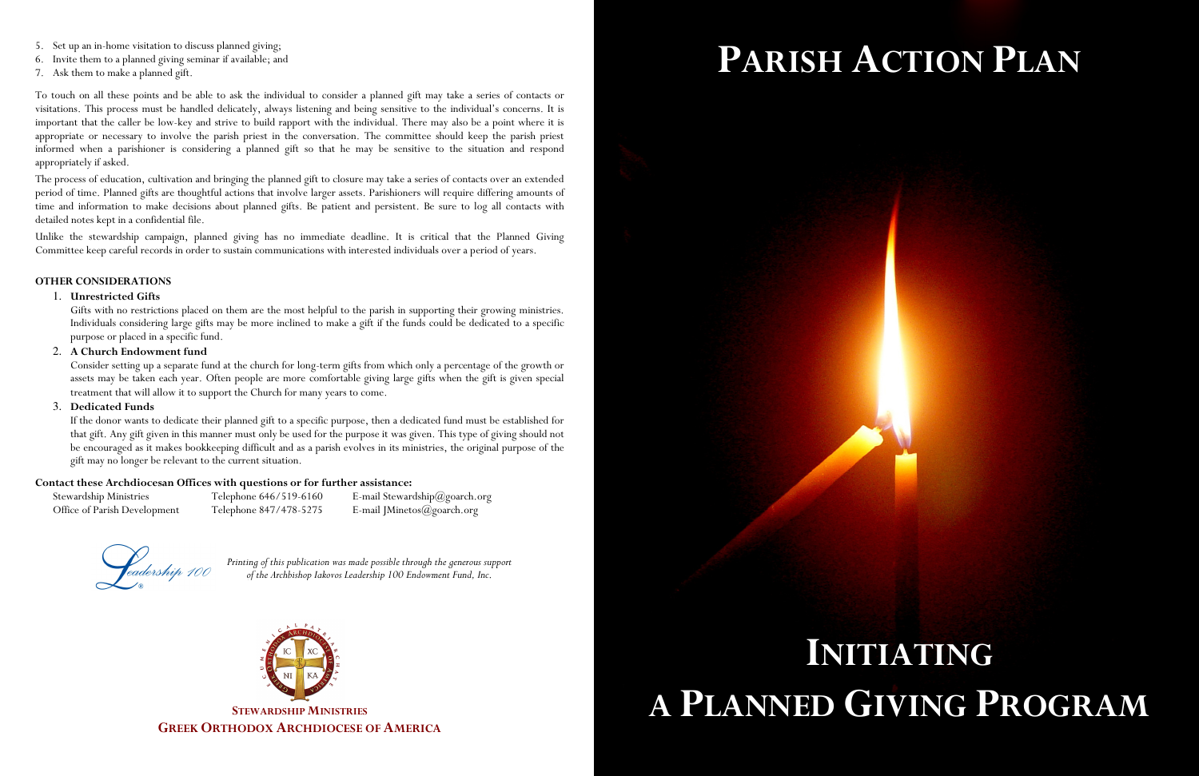5. Set up an in-home visitation to discuss planned giving;
6. Invite them to a planned giving seminar if available; and
7. Ask them to make a planned gift.

To touch on all these points and be able to ask the individual to consider a planned gift may take a series of contacts or visitations. This process must be handled delicately, always listening and being sensitive to the individual's concerns. It is important that the caller be low-key and strive to build rapport with the individual. There may also be a point where it is appropriate or necessary to involve the parish priest in the conversation. The committee should keep the parish priest informed when a parishioner is considering a planned gift so that he may be sensitive to the situation and respond appropriately if asked.

The process of education, cultivation and bringing the planned gift to closure may take a series of contacts over an extended period of time. Planned gifts are thoughtful actions that involve larger assets. Parishioners will require differing amounts of time and information to make decisions about planned gifts. Be patient and persistent. Be sure to log all contacts with detailed notes kept in a confidential file.

Unlike the stewardship campaign, planned giving has no immediate deadline. It is critical that the Planned Giving Committee keep careful records in order to sustain communications with interested individuals over a period of years.

**OTHER CONSIDERATIONS**

1. **Unrestricted Gifts**

   Gifts with no restrictions placed on them are the most helpful to the parish in supporting their growing ministries. Individuals considering large gifts may be more inclined to make a gift if the funds could be dedicated to a specific purpose or placed in a specific fund.

2. **A Church Endowment fund**

   Consider setting up a separate fund at the church for long-term gifts from which only a percentage of the growth or assets may be taken each year. Often people are more comfortable giving large gifts when the gift is given special treatment that will allow it to support the Church for many years to come.

3. **Dedicated Funds**

   If the donor wants to dedicate their planned gift to a specific purpose, then a dedicated fund must be established for that gift. Any gift given in this manner must only be used for the purpose it was given. This type of giving should not be encouraged as it makes bookkeeping difficult and as a parish evolves in its ministries, the original purpose of the gift may no longer be relevant to the current situation.

**Contact these Archdiocesan Offices with questions or for further assistance:**

| | | |
|---|---|---|
| Stewardship Ministries | Telephone 646/519-6160 | E-mail Stewardship@goarch.org |
| Office of Parish Development | Telephone 847/478-5275 | E-mail JMinetos@goarch.org |

Leadership 100

*Printing of this publication was made possible through the generous support of the Archbishop Iakovos Leadership 100 Endowment Fund, Inc.*

**STEWARDSHIP MINISTRIES**
**GREEK ORTHODOX ARCHDIOCESE OF AMERICA**

# PARISH ACTION PLAN

# INITIATING A PLANNED GIVING PROGRAM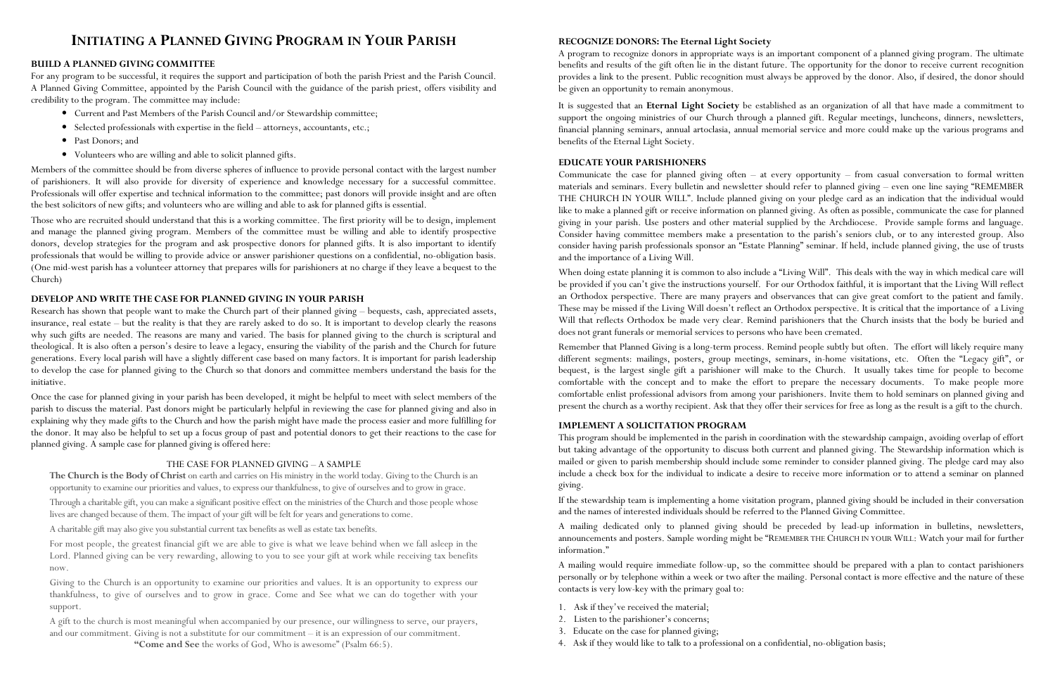# Initiating a Planned Giving Program in Your Parish

## BUILD A PLANNED GIVING COMMITTEE

For any program to be successful, it requires the support and participation of both the parish Priest and the Parish Council. A Planned Giving Committee, appointed by the Parish Council with the guidance of the parish priest, offers visibility and credibility to the program. The committee may include:

- Current and Past Members of the Parish Council and/or Stewardship committee;
- Selected professionals with expertise in the field – attorneys, accountants, etc.;
- Past Donors; and
- Volunteers who are willing and able to solicit planned gifts.

Members of the committee should be from diverse spheres of influence to provide personal contact with the largest number of parishioners. It will also provide for diversity of experience and knowledge necessary for a successful committee. Professionals will offer expertise and technical information to the committee; past donors will provide insight and are often the best solicitors of new gifts; and volunteers who are willing and able to ask for planned gifts is essential.

Those who are recruited should understand that this is a working committee. The first priority will be to design, implement and manage the planned giving program. Members of the committee must be willing and able to identify prospective donors, develop strategies for the program and ask prospective donors for planned gifts. It is also important to identify professionals that would be willing to provide advice or answer parishioner questions on a confidential, no-obligation basis. (One mid-west parish has a volunteer attorney that prepares wills for parishioners at no charge if they leave a bequest to the Church)

## DEVELOP AND WRITE THE CASE FOR PLANNED GIVING IN YOUR PARISH

Research has shown that people want to make the Church part of their planned giving – bequests, cash, appreciated assets, insurance, real estate – but the reality is that they are rarely asked to do so. It is important to develop clearly the reasons why such gifts are needed. The reasons are many and varied. The basis for planned giving to the church is scriptural and theological. It is also often a person's desire to leave a legacy, ensuring the viability of the parish and the Church for future generations. Every local parish will have a slightly different case based on many factors. It is important for parish leadership to develop the case for planned giving to the Church so that donors and committee members understand the basis for the initiative.

Once the case for planned giving in your parish has been developed, it might be helpful to meet with select members of the parish to discuss the material. Past donors might be particularly helpful in reviewing the case for planned giving and also in explaining why they made gifts to the Church and how the parish might have made the process easier and more fulfilling for the donor. It may also be helpful to set up a focus group of past and potential donors to get their reactions to the case for planned giving. A sample case for planned giving is offered here:

### THE CASE FOR PLANNED GIVING – A SAMPLE

**The Church is the Body of Christ** on earth and carries on His ministry in the world today. Giving to the Church is an opportunity to examine our priorities and values, to express our thankfulness, to give of ourselves and to grow in grace.

Through a charitable gift, you can make a significant positive effect on the ministries of the Church and those people whose lives are changed because of them. The impact of your gift will be felt for years and generations to come.

A charitable gift may also give you substantial current tax benefits as well as estate tax benefits.

For most people, the greatest financial gift we are able to give is what we leave behind when we fall asleep in the Lord. Planned giving can be very rewarding, allowing to you to see your gift at work while receiving tax benefits now.

Giving to the Church is an opportunity to examine our priorities and values. It is an opportunity to express our thankfulness, to give of ourselves and to grow in grace. Come and See what we can do together with your support.

A gift to the church is most meaningful when accompanied by our presence, our willingness to serve, our prayers, and our commitment. Giving is not a substitute for our commitment – it is an expression of our commitment.

**"Come and See** the works of God, Who is awesome" (Psalm 66:5).

## RECOGNIZE DONORS: The Eternal Light Society

A program to recognize donors in appropriate ways is an important component of a planned giving program. The ultimate benefits and results of the gift often lie in the distant future. The opportunity for the donor to receive current recognition provides a link to the present. Public recognition must always be approved by the donor. Also, if desired, the donor should be given an opportunity to remain anonymous.

It is suggested that an **Eternal Light Society** be established as an organization of all that have made a commitment to support the ongoing ministries of our Church through a planned gift. Regular meetings, luncheons, dinners, newsletters, financial planning seminars, annual artoclasia, annual memorial service and more could make up the various programs and benefits of the Eternal Light Society.

## EDUCATE YOUR PARISHIONERS

Communicate the case for planned giving often – at every opportunity – from casual conversation to formal written materials and seminars. Every bulletin and newsletter should refer to planned giving – even one line saying "REMEMBER THE CHURCH IN YOUR WILL". Include planned giving on your pledge card as an indication that the individual would like to make a planned gift or receive information on planned giving. As often as possible, communicate the case for planned giving in your parish. Use posters and other material supplied by the Archdiocese. Provide sample forms and language. Consider having committee members make a presentation to the parish's seniors club, or to any interested group. Also consider having parish professionals sponsor an "Estate Planning" seminar. If held, include planned giving, the use of trusts and the importance of a Living Will.

When doing estate planning it is common to also include a "Living Will". This deals with the way in which medical care will be provided if you can't give the instructions yourself. For our Orthodox faithful, it is important that the Living Will reflect an Orthodox perspective. There are many prayers and observances that can give great comfort to the patient and family. These may be missed if the Living Will doesn't reflect an Orthodox perspective. It is critical that the importance of a Living Will that reflects Orthodox be made very clear. Remind parishioners that the Church insists that the body be buried and does not grant funerals or memorial services to persons who have been cremated.

Remember that Planned Giving is a long-term process. Remind people subtly but often. The effort will likely require many different segments: mailings, posters, group meetings, seminars, in-home visitations, etc. Often the "Legacy gift", or bequest, is the largest single gift a parishioner will make to the Church. It usually takes time for people to become comfortable with the concept and to make the effort to prepare the necessary documents. To make people more comfortable enlist professional advisors from among your parishioners. Invite them to hold seminars on planned giving and present the church as a worthy recipient. Ask that they offer their services for free as long as the result is a gift to the church.

## IMPLEMENT A SOLICITATION PROGRAM

This program should be implemented in the parish in coordination with the stewardship campaign, avoiding overlap of effort but taking advantage of the opportunity to discuss both current and planned giving. The Stewardship information which is mailed or given to parish membership should include some reminder to consider planned giving. The pledge card may also include a check box for the individual to indicate a desire to receive more information or to attend a seminar on planned giving.

If the stewardship team is implementing a home visitation program, planned giving should be included in their conversation and the names of interested individuals should be referred to the Planned Giving Committee.

A mailing dedicated only to planned giving should be preceded by lead-up information in bulletins, newsletters, announcements and posters. Sample wording might be "REMEMBER THE CHURCH IN YOUR WILL: Watch your mail for further information."

A mailing would require immediate follow-up, so the committee should be prepared with a plan to contact parishioners personally or by telephone within a week or two after the mailing. Personal contact is more effective and the nature of these contacts is very low-key with the primary goal to:

1. Ask if they've received the material;
2. Listen to the parishioner's concerns;
3. Educate on the case for planned giving;
4. Ask if they would like to talk to a professional on a confidential, no-obligation basis;